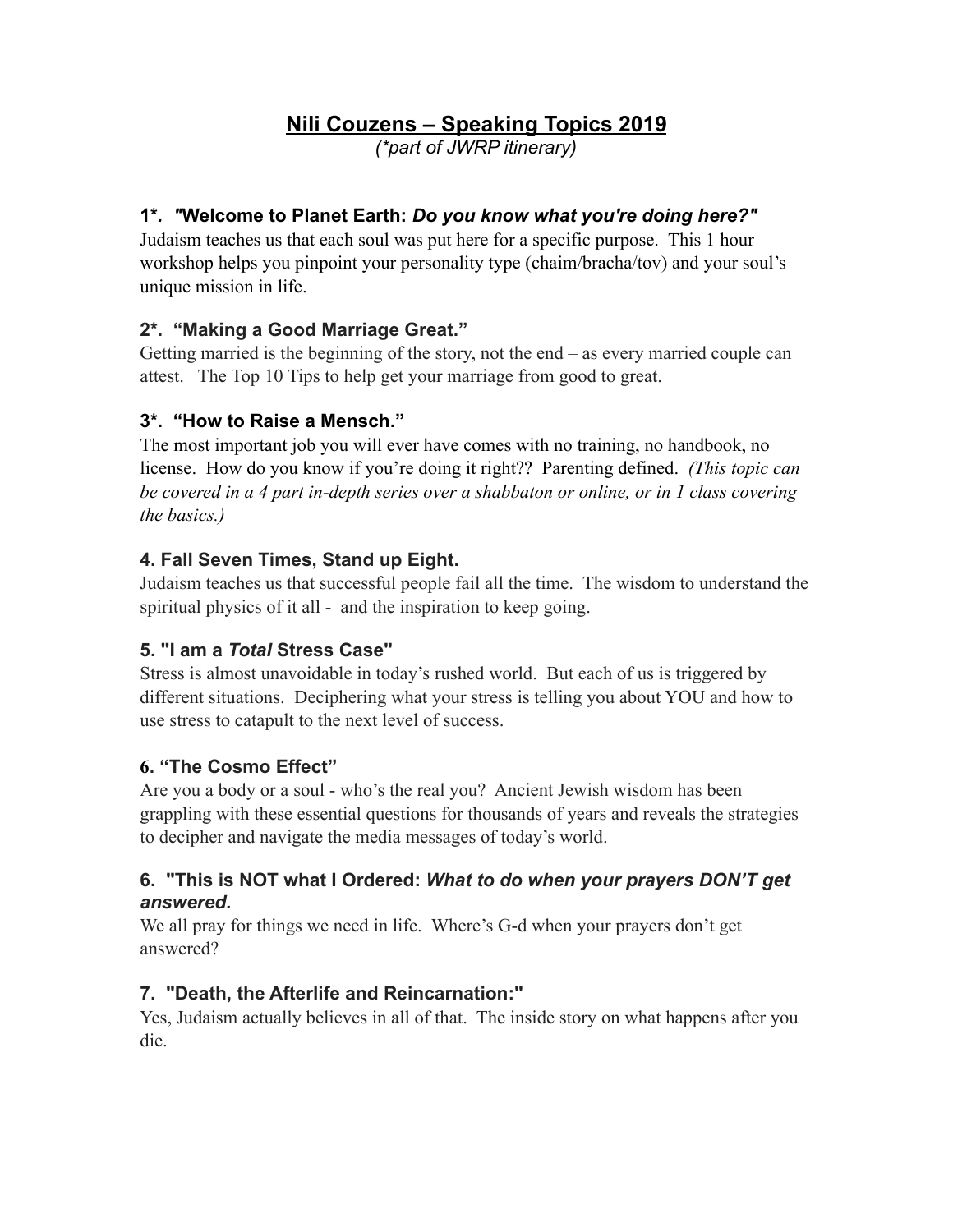# Nili Couzens – Speaking Topics 2019

*(\*part of JWRP itinerary)*

### 1*. "Welcome to Planet Earth: *Do you know what you're doing here?"*

Judaism teaches us that each soul was put here for a specific purpose. This 1 hour workshop helps you pinpoint your personality type (chaim/bracha/tov) and your soul's unique mission in life.

### 2*. "Making a Good Marriage Great."

Getting married is the beginning of the story, not the end – as every married couple can attest. The Top 10 Tips to help get your marriage from good to great.

### 3*. "How to Raise a Mensch."

The most important job you will ever have comes with no training, no handbook, no license. How do you know if you're doing it right?? Parenting defined. *(This topic can be covered in a 4 part in-depth series over a shabbaton or online, or in 1 class covering the basics.)*

### 4. Fall Seven Times, Stand up Eight.

Judaism teaches us that successful people fail all the time. The wisdom to understand the spiritual physics of it all - and the inspiration to keep going.

### 5. "I am a *Total* Stress Case"

Stress is almost unavoidable in today's rushed world. But each of us is triggered by different situations. Deciphering what your stress is telling you about YOU and how to use stress to catapult to the next level of success.

### 6. "The Cosmo Effect"

Are you a body or a soul - who's the real you? Ancient Jewish wisdom has been grappling with these essential questions for thousands of years and reveals the strategies to decipher and navigate the media messages of today's world.

### 6. "This is NOT what I Ordered: *What to do when your prayers DON'T get answered.*

We all pray for things we need in life. Where's G-d when your prayers don't get answered?

### 7. "Death, the Afterlife and Reincarnation:"

Yes, Judaism actually believes in all of that. The inside story on what happens after you die.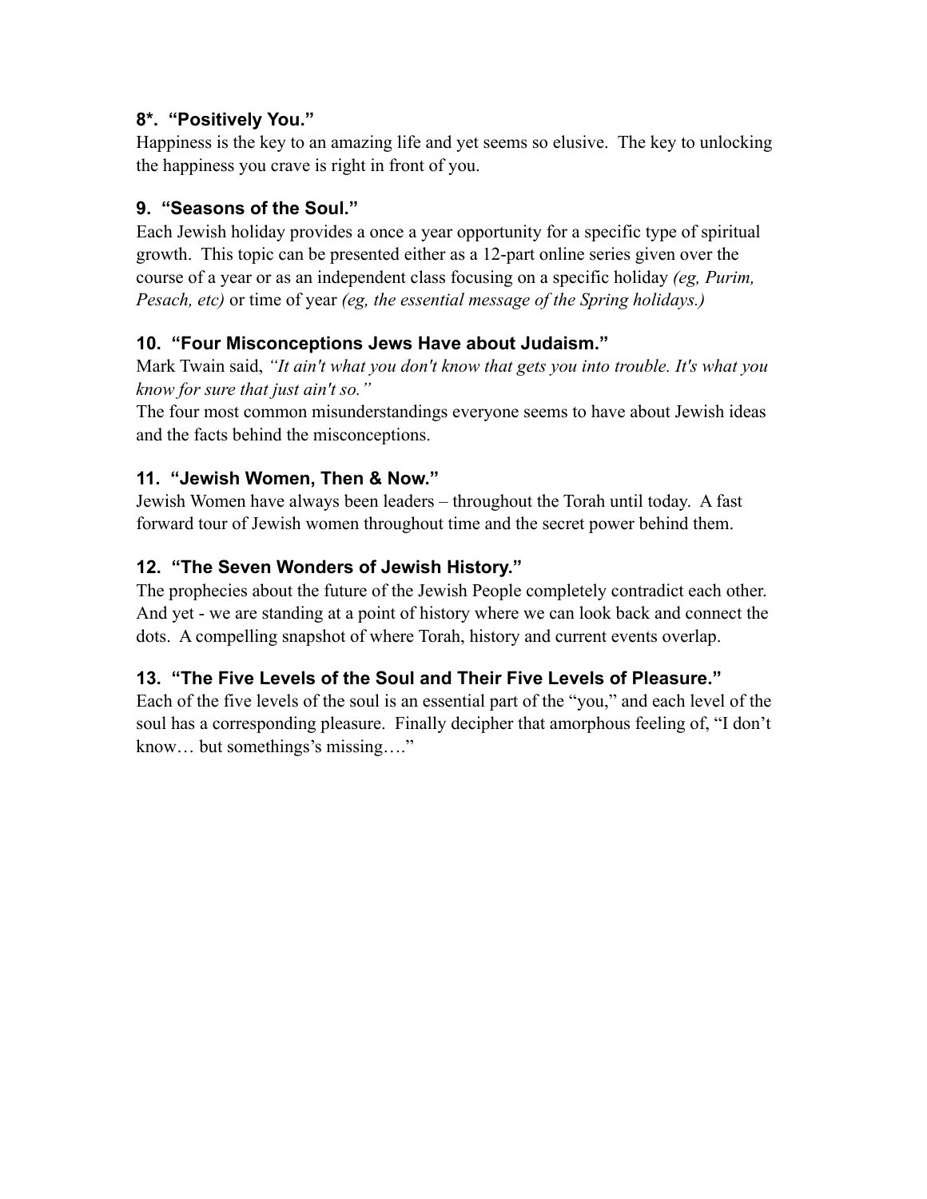### 8*. "Positively You."

Happiness is the key to an amazing life and yet seems so elusive. The key to unlocking the happiness you crave is right in front of you.

### 9. "Seasons of the Soul."

Each Jewish holiday provides a once a year opportunity for a specific type of spiritual growth. This topic can be presented either as a 12-part online series given over the course of a year or as an independent class focusing on a specific holiday *(eg, Purim, Pesach, etc)* or time of year *(eg, the essential message of the Spring holidays.)*

### 10. "Four Misconceptions Jews Have about Judaism."

Mark Twain said, *"It ain't what you don't know that gets you into trouble. It's what you know for sure that just ain't so."*

The four most common misunderstandings everyone seems to have about Jewish ideas and the facts behind the misconceptions.

### 11. "Jewish Women, Then & Now."

Jewish Women have always been leaders – throughout the Torah until today. A fast forward tour of Jewish women throughout time and the secret power behind them.

### 12. "The Seven Wonders of Jewish History."

The prophecies about the future of the Jewish People completely contradict each other. And yet - we are standing at a point of history where we can look back and connect the dots. A compelling snapshot of where Torah, history and current events overlap.

### 13. "The Five Levels of the Soul and Their Five Levels of Pleasure."

Each of the five levels of the soul is an essential part of the "you," and each level of the soul has a corresponding pleasure. Finally decipher that amorphous feeling of, "I don't know… but somethings's missing…."